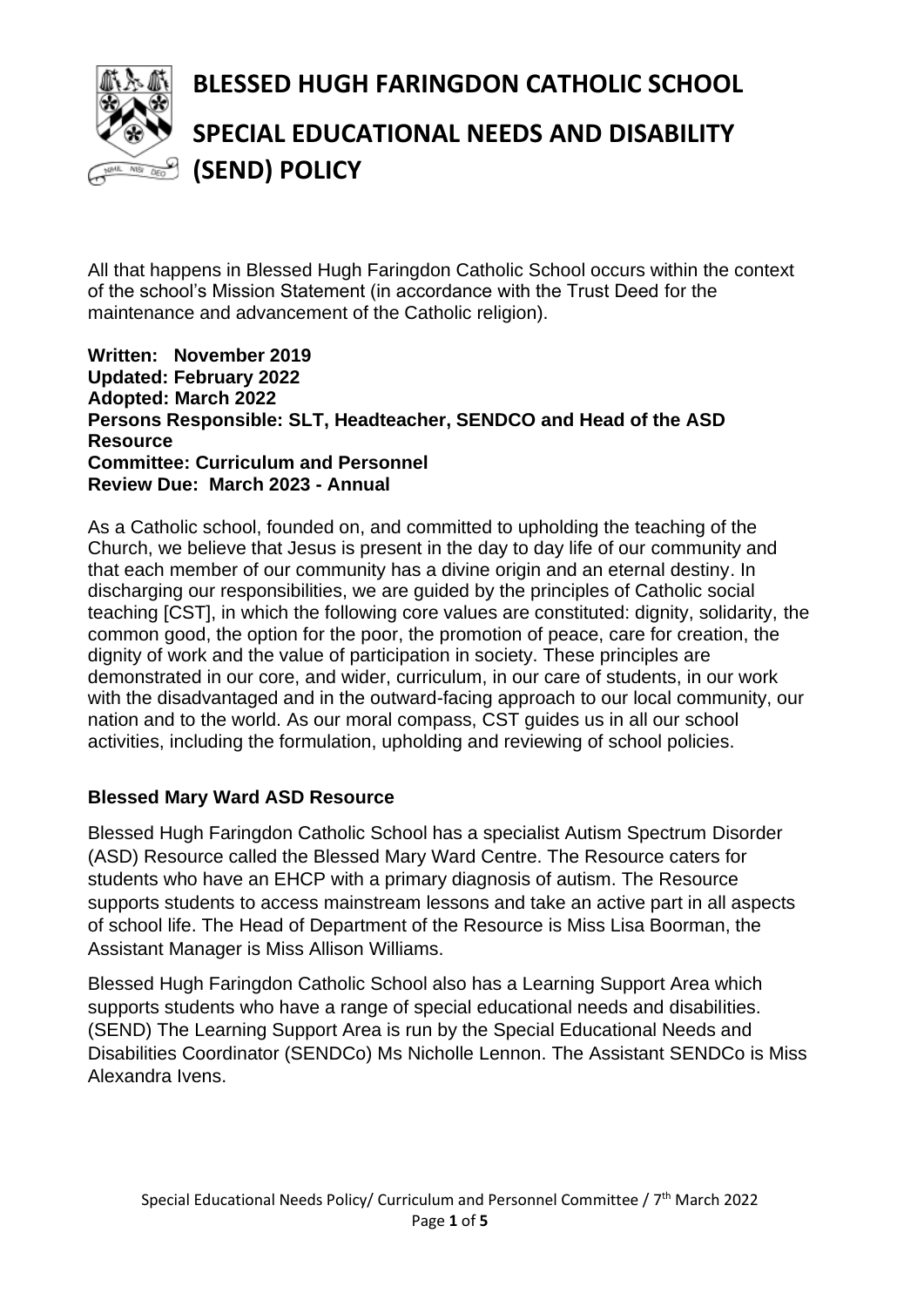# BLESSED HUGH FARINGDON CATHOLIC SCHOOL

# SPECIAL EDUCATIONAL NEEDS AND DISABILITY (SEND) POLICY

All that happens in Blessed Hugh Faringdon Catholic School occurs within the context of the school's Mission Statement (in accordance with the Trust Deed for the maintenance and advancement of the Catholic religion).

**Written: November 2019**
**Updated: February 2022**
**Adopted: March 2022**
**Persons Responsible: SLT, Headteacher, SENDCO and Head of the ASD Resource**
**Committee: Curriculum and Personnel**
**Review Due: March 2023 - Annual**

As a Catholic school, founded on, and committed to upholding the teaching of the Church, we believe that Jesus is present in the day to day life of our community and that each member of our community has a divine origin and an eternal destiny. In discharging our responsibilities, we are guided by the principles of Catholic social teaching [CST], in which the following core values are constituted: dignity, solidarity, the common good, the option for the poor, the promotion of peace, care for creation, the dignity of work and the value of participation in society. These principles are demonstrated in our core, and wider, curriculum, in our care of students, in our work with the disadvantaged and in the outward-facing approach to our local community, our nation and to the world. As our moral compass, CST guides us in all our school activities, including the formulation, upholding and reviewing of school policies.

### Blessed Mary Ward ASD Resource

Blessed Hugh Faringdon Catholic School has a specialist Autism Spectrum Disorder (ASD) Resource called the Blessed Mary Ward Centre. The Resource caters for students who have an EHCP with a primary diagnosis of autism. The Resource supports students to access mainstream lessons and take an active part in all aspects of school life. The Head of Department of the Resource is Miss Lisa Boorman, the Assistant Manager is Miss Allison Williams.

Blessed Hugh Faringdon Catholic School also has a Learning Support Area which supports students who have a range of special educational needs and disabilities. (SEND) The Learning Support Area is run by the Special Educational Needs and Disabilities Coordinator (SENDCo) Ms Nicholle Lennon. The Assistant SENDCo is Miss Alexandra Ivens.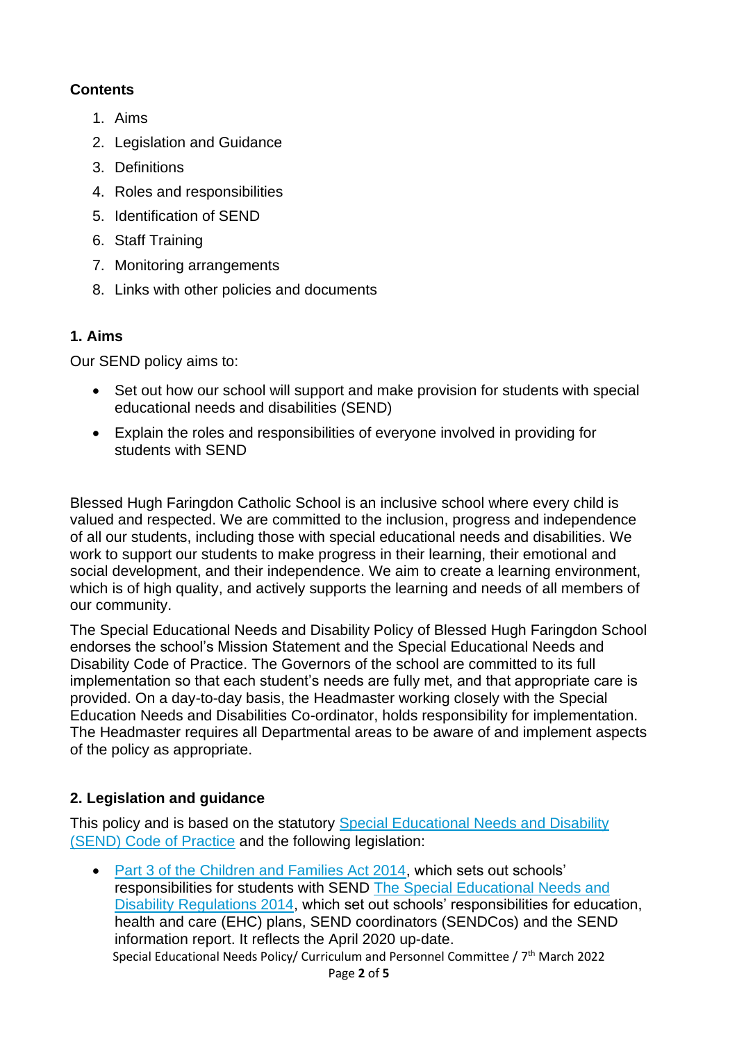**Contents**

1. Aims
2. Legislation and Guidance
3. Definitions
4. Roles and responsibilities
5. Identification of SEND
6. Staff Training
7. Monitoring arrangements
8. Links with other policies and documents

## 1. Aims

Our SEND policy aims to:

- Set out how our school will support and make provision for students with special educational needs and disabilities (SEND)
- Explain the roles and responsibilities of everyone involved in providing for students with SEND

Blessed Hugh Faringdon Catholic School is an inclusive school where every child is valued and respected. We are committed to the inclusion, progress and independence of all our students, including those with special educational needs and disabilities. We work to support our students to make progress in their learning, their emotional and social development, and their independence. We aim to create a learning environment, which is of high quality, and actively supports the learning and needs of all members of our community.

The Special Educational Needs and Disability Policy of Blessed Hugh Faringdon School endorses the school's Mission Statement and the Special Educational Needs and Disability Code of Practice. The Governors of the school are committed to its full implementation so that each student's needs are fully met, and that appropriate care is provided. On a day-to-day basis, the Headmaster working closely with the Special Education Needs and Disabilities Co-ordinator, holds responsibility for implementation. The Headmaster requires all Departmental areas to be aware of and implement aspects of the policy as appropriate.

## 2. Legislation and guidance

This policy and is based on the statutory Special Educational Needs and Disability (SEND) Code of Practice and the following legislation:

- Part 3 of the Children and Families Act 2014, which sets out schools' responsibilities for students with SEND The Special Educational Needs and Disability Regulations 2014, which set out schools' responsibilities for education, health and care (EHC) plans, SEND coordinators (SENDCos) and the SEND information report. It reflects the April 2020 up-date.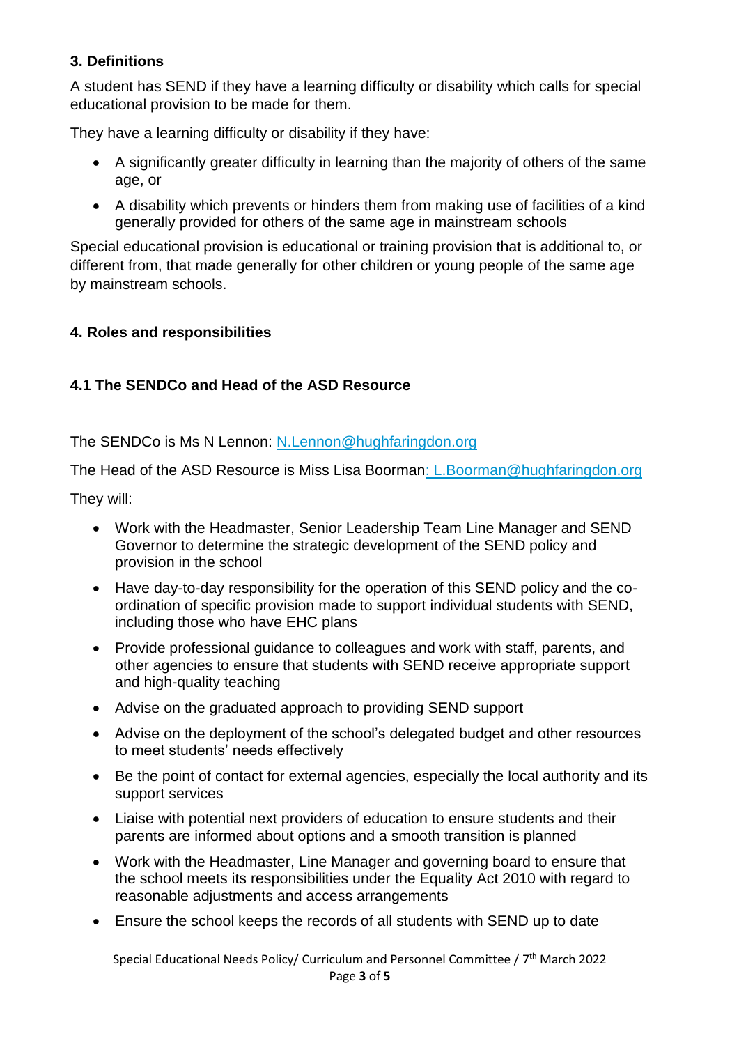### 3. Definitions

A student has SEND if they have a learning difficulty or disability which calls for special educational provision to be made for them.

They have a learning difficulty or disability if they have:

- A significantly greater difficulty in learning than the majority of others of the same age, or
- A disability which prevents or hinders them from making use of facilities of a kind generally provided for others of the same age in mainstream schools

Special educational provision is educational or training provision that is additional to, or different from, that made generally for other children or young people of the same age by mainstream schools.

### 4. Roles and responsibilities

#### 4.1 The SENDCo and Head of the ASD Resource

The SENDCo is Ms N Lennon: N.Lennon@hughfaringdon.org

The Head of the ASD Resource is Miss Lisa Boorman: L.Boorman@hughfaringdon.org

They will:

- Work with the Headmaster, Senior Leadership Team Line Manager and SEND Governor to determine the strategic development of the SEND policy and provision in the school
- Have day-to-day responsibility for the operation of this SEND policy and the co-ordination of specific provision made to support individual students with SEND, including those who have EHC plans
- Provide professional guidance to colleagues and work with staff, parents, and other agencies to ensure that students with SEND receive appropriate support and high-quality teaching
- Advise on the graduated approach to providing SEND support
- Advise on the deployment of the school's delegated budget and other resources to meet students' needs effectively
- Be the point of contact for external agencies, especially the local authority and its support services
- Liaise with potential next providers of education to ensure students and their parents are informed about options and a smooth transition is planned
- Work with the Headmaster, Line Manager and governing board to ensure that the school meets its responsibilities under the Equality Act 2010 with regard to reasonable adjustments and access arrangements
- Ensure the school keeps the records of all students with SEND up to date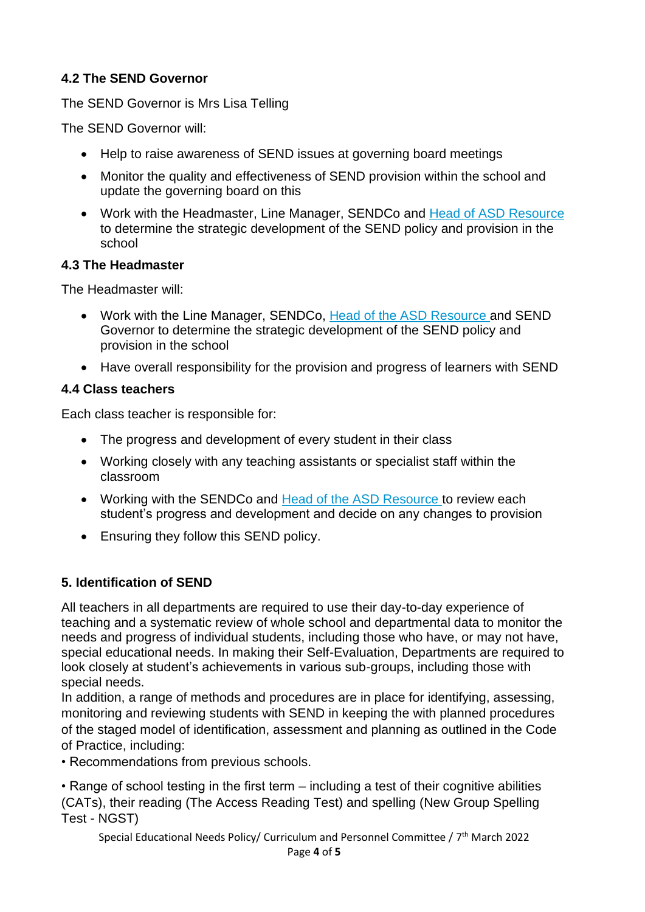### 4.2 The SEND Governor

The SEND Governor is Mrs Lisa Telling

The SEND Governor will:

- Help to raise awareness of SEND issues at governing board meetings
- Monitor the quality and effectiveness of SEND provision within the school and update the governing board on this
- Work with the Headmaster, Line Manager, SENDCo and Head of ASD Resource to determine the strategic development of the SEND policy and provision in the school

### 4.3 The Headmaster

The Headmaster will:

- Work with the Line Manager, SENDCo, Head of the ASD Resource and SEND Governor to determine the strategic development of the SEND policy and provision in the school
- Have overall responsibility for the provision and progress of learners with SEND

### 4.4 Class teachers

Each class teacher is responsible for:

- The progress and development of every student in their class
- Working closely with any teaching assistants or specialist staff within the classroom
- Working with the SENDCo and Head of the ASD Resource to review each student's progress and development and decide on any changes to provision
- Ensuring they follow this SEND policy.

## 5. Identification of SEND

All teachers in all departments are required to use their day-to-day experience of teaching and a systematic review of whole school and departmental data to monitor the needs and progress of individual students, including those who have, or may not have, special educational needs. In making their Self-Evaluation, Departments are required to look closely at student's achievements in various sub-groups, including those with special needs.
In addition, a range of methods and procedures are in place for identifying, assessing, monitoring and reviewing students with SEND in keeping the with planned procedures of the staged model of identification, assessment and planning as outlined in the Code of Practice, including:

• Recommendations from previous schools.

• Range of school testing in the first term – including a test of their cognitive abilities (CATs), their reading (The Access Reading Test) and spelling (New Group Spelling Test - NGST)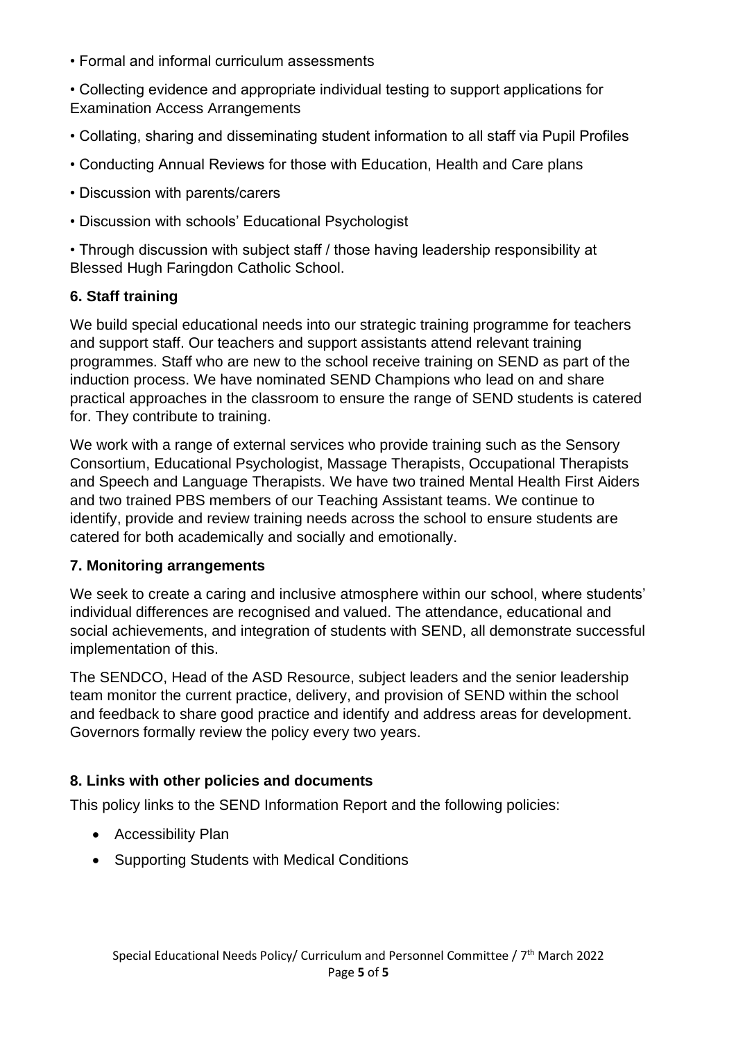• Formal and informal curriculum assessments

• Collecting evidence and appropriate individual testing to support applications for Examination Access Arrangements

• Collating, sharing and disseminating student information to all staff via Pupil Profiles

• Conducting Annual Reviews for those with Education, Health and Care plans

• Discussion with parents/carers

• Discussion with schools' Educational Psychologist

• Through discussion with subject staff / those having leadership responsibility at Blessed Hugh Faringdon Catholic School.

## 6. Staff training

We build special educational needs into our strategic training programme for teachers and support staff. Our teachers and support assistants attend relevant training programmes. Staff who are new to the school receive training on SEND as part of the induction process. We have nominated SEND Champions who lead on and share practical approaches in the classroom to ensure the range of SEND students is catered for. They contribute to training.

We work with a range of external services who provide training such as the Sensory Consortium, Educational Psychologist, Massage Therapists, Occupational Therapists and Speech and Language Therapists. We have two trained Mental Health First Aiders and two trained PBS members of our Teaching Assistant teams. We continue to identify, provide and review training needs across the school to ensure students are catered for both academically and socially and emotionally.

## 7. Monitoring arrangements

We seek to create a caring and inclusive atmosphere within our school, where students' individual differences are recognised and valued. The attendance, educational and social achievements, and integration of students with SEND, all demonstrate successful implementation of this.

The SENDCO, Head of the ASD Resource, subject leaders and the senior leadership team monitor the current practice, delivery, and provision of SEND within the school and feedback to share good practice and identify and address areas for development. Governors formally review the policy every two years.

## 8. Links with other policies and documents

This policy links to the SEND Information Report and the following policies:

- Accessibility Plan
- Supporting Students with Medical Conditions